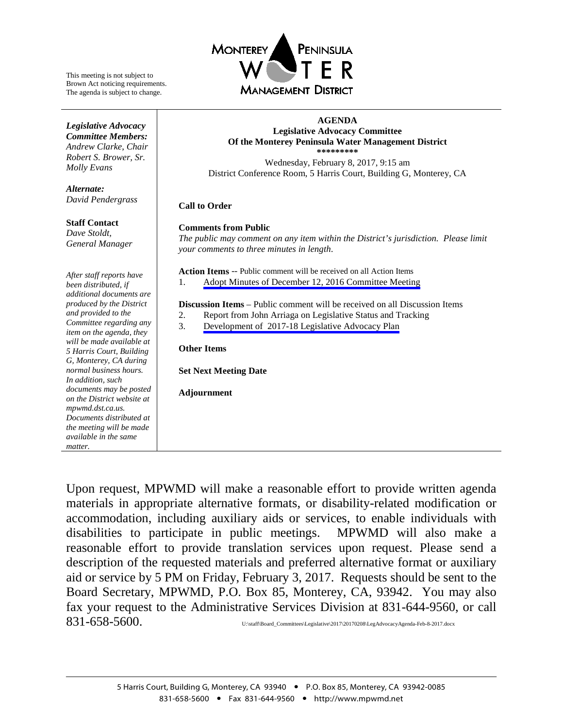This meeting is not subject to Brown Act noticing requirements. The agenda is subject to change.

MONTEREY PENINSULA WATER MANAGEMENT DISTRICT

***Legislative Advocacy Committee Members:***
*Andrew Clarke, Chair*
*Robert S. Brower, Sr.*
*Molly Evans*

***Alternate:***
*David Pendergrass*

**Staff Contact**
*Dave Stoldt, General Manager*

*After staff reports have been distributed, if additional documents are produced by the District and provided to the Committee regarding any item on the agenda, they will be made available at 5 Harris Court, Building G, Monterey, CA during normal business hours. In addition, such documents may be posted on the District website at mpwmd.dst.ca.us. Documents distributed at the meeting will be made available in the same matter.*

# AGENDA
## Legislative Advocacy Committee
## Of the Monterey Peninsula Water Management District

*********

Wednesday, February 8, 2017, 9:15 am
District Conference Room, 5 Harris Court, Building G, Monterey, CA

**Call to Order**

**Comments from Public**
*The public may comment on any item within the District's jurisdiction. Please limit your comments to three minutes in length.*

**Action Items** -- Public comment will be received on all Action Items

1. Adopt Minutes of December 12, 2016 Committee Meeting

**Discussion Items** – Public comment will be received on all Discussion Items

2. Report from John Arriaga on Legislative Status and Tracking
3. Development of 2017-18 Legislative Advocacy Plan

**Other Items**

**Set Next Meeting Date**

**Adjournment**

Upon request, MPWMD will make a reasonable effort to provide written agenda materials in appropriate alternative formats, or disability-related modification or accommodation, including auxiliary aids or services, to enable individuals with disabilities to participate in public meetings. MPWMD will also make a reasonable effort to provide translation services upon request. Please send a description of the requested materials and preferred alternative format or auxiliary aid or service by 5 PM on Friday, February 3, 2017. Requests should be sent to the Board Secretary, MPWMD, P.O. Box 85, Monterey, CA, 93942. You may also fax your request to the Administrative Services Division at 831-644-9560, or call 831-658-5600.

U:\staff\Board_Committees\Legislative\2017\20170208\LegAdvocacyAgenda-Feb-8-2017.docx

5 Harris Court, Building G, Monterey, CA 93940 • P.O. Box 85, Monterey, CA 93942-0085
831-658-5600 • Fax 831-644-9560 • http://www.mpwmd.net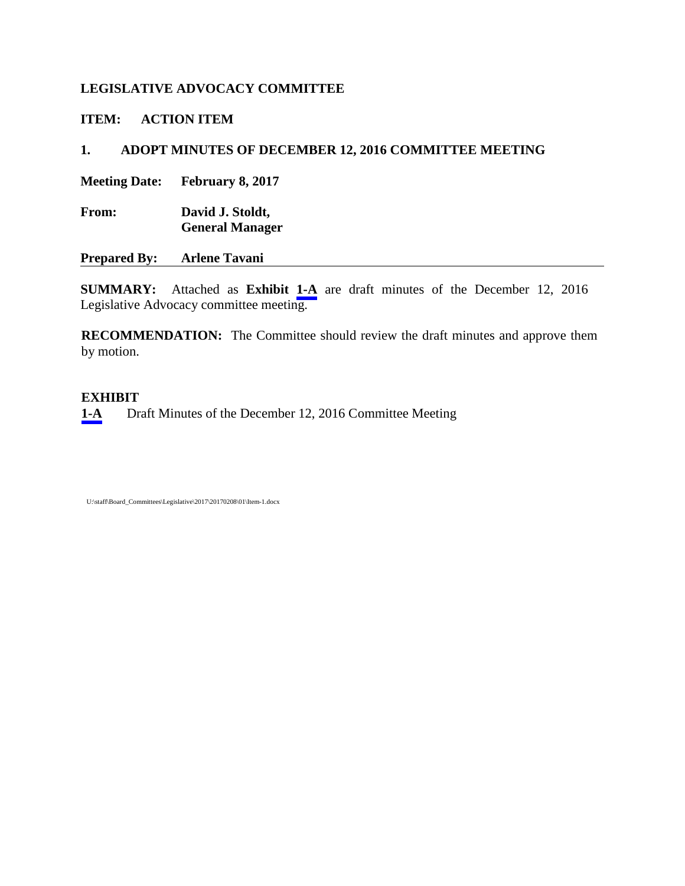**LEGISLATIVE ADVOCACY COMMITTEE**

**ITEM: ACTION ITEM**

**1. ADOPT MINUTES OF DECEMBER 12, 2016 COMMITTEE MEETING**

**Meeting Date:** **February 8, 2017**

**From:** **David J. Stoldt,**
**General Manager**

**Prepared By:** **Arlene Tavani**

---

**SUMMARY:** Attached as **Exhibit 1-A** are draft minutes of the December 12, 2016 Legislative Advocacy committee meeting.

**RECOMMENDATION:** The Committee should review the draft minutes and approve them by motion.

**EXHIBIT**

**1-A** Draft Minutes of the December 12, 2016 Committee Meeting

U:\staff\Board_Committees\Legislative\2017\20170208\01\Item-1.docx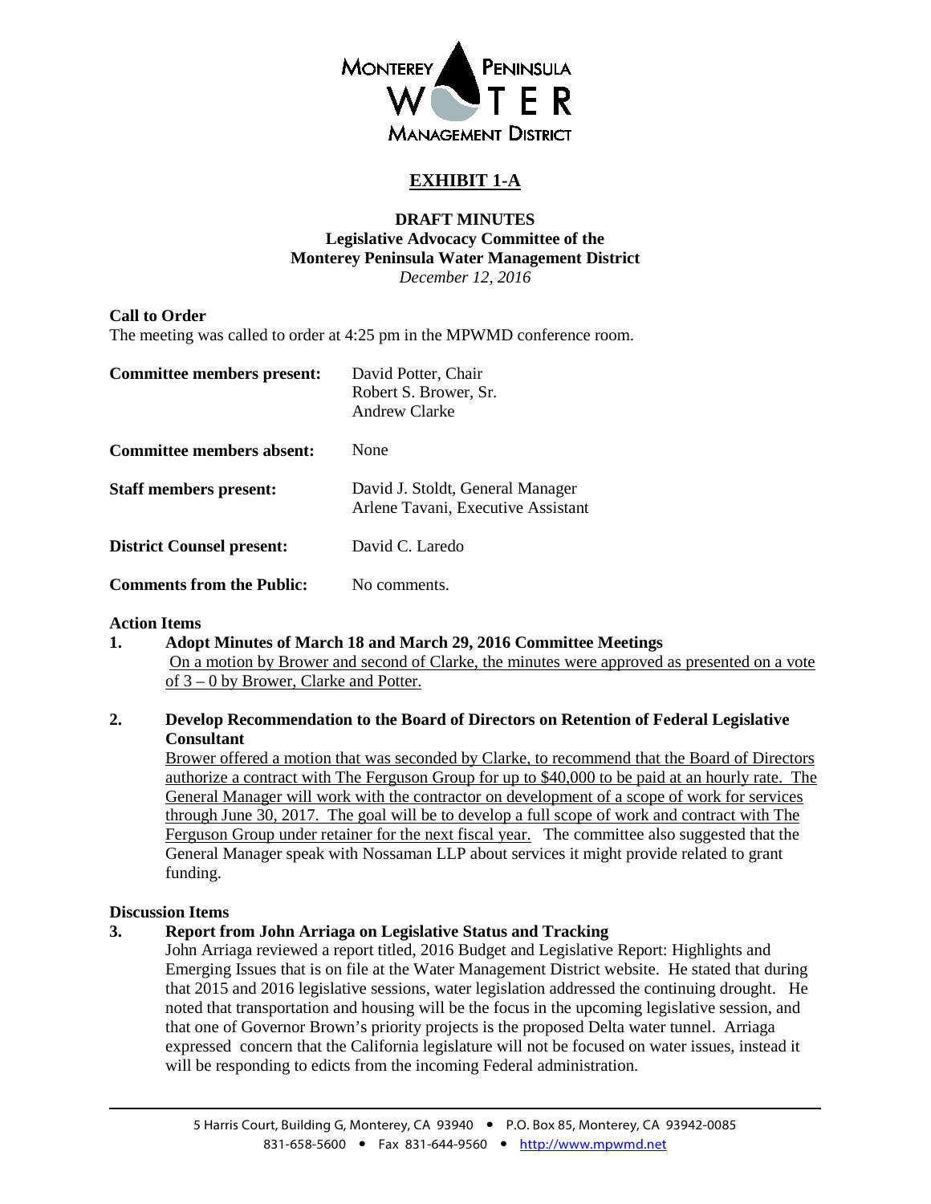# EXHIBIT 1-A

**DRAFT MINUTES**
**Legislative Advocacy Committee of the**
**Monterey Peninsula Water Management District**
*December 12, 2016*

**Call to Order**
The meeting was called to order at 4:25 pm in the MPWMD conference room.

| | |
|---|---|
| **Committee members present:** | David Potter, Chair<br>Robert S. Brower, Sr.<br>Andrew Clarke |
| **Committee members absent:** | None |
| **Staff members present:** | David J. Stoldt, General Manager<br>Arlene Tavani, Executive Assistant |
| **District Counsel present:** | David C. Laredo |
| **Comments from the Public:** | No comments. |

**Action Items**

1. **Adopt Minutes of March 18 and March 29, 2016 Committee Meetings**
On a motion by Brower and second of Clarke, the minutes were approved as presented on a vote of 3 – 0 by Brower, Clarke and Potter.

2. **Develop Recommendation to the Board of Directors on Retention of Federal Legislative Consultant**
Brower offered a motion that was seconded by Clarke, to recommend that the Board of Directors authorize a contract with The Ferguson Group for up to $40,000 to be paid at an hourly rate. The General Manager will work with the contractor on development of a scope of work for services through June 30, 2017. The goal will be to develop a full scope of work and contract with The Ferguson Group under retainer for the next fiscal year. The committee also suggested that the General Manager speak with Nossaman LLP about services it might provide related to grant funding.

**Discussion Items**

3. **Report from John Arriaga on Legislative Status and Tracking**
John Arriaga reviewed a report titled, 2016 Budget and Legislative Report: Highlights and Emerging Issues that is on file at the Water Management District website. He stated that during that 2015 and 2016 legislative sessions, water legislation addressed the continuing drought. He noted that transportation and housing will be the focus in the upcoming legislative session, and that one of Governor Brown's priority projects is the proposed Delta water tunnel. Arriaga expressed concern that the California legislature will not be focused on water issues, instead it will be responding to edicts from the incoming Federal administration.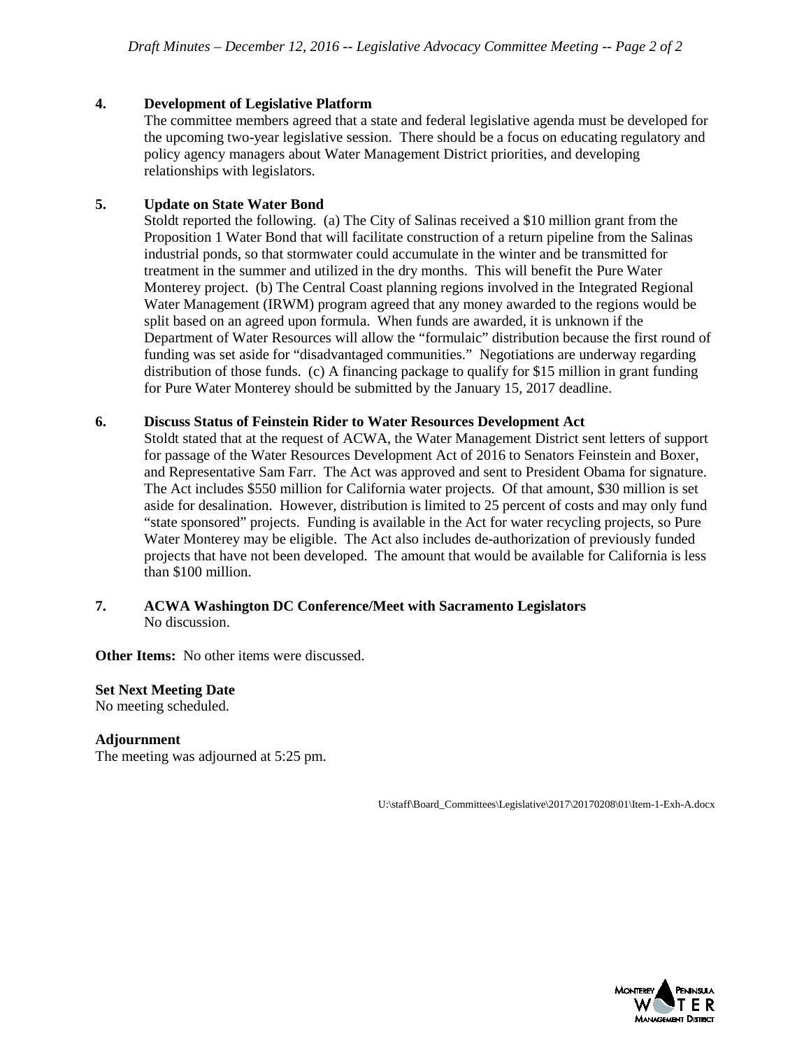**4. Development of Legislative Platform**

The committee members agreed that a state and federal legislative agenda must be developed for the upcoming two-year legislative session. There should be a focus on educating regulatory and policy agency managers about Water Management District priorities, and developing relationships with legislators.

**5. Update on State Water Bond**

Stoldt reported the following. (a) The City of Salinas received a $10 million grant from the Proposition 1 Water Bond that will facilitate construction of a return pipeline from the Salinas industrial ponds, so that stormwater could accumulate in the winter and be transmitted for treatment in the summer and utilized in the dry months. This will benefit the Pure Water Monterey project. (b) The Central Coast planning regions involved in the Integrated Regional Water Management (IRWM) program agreed that any money awarded to the regions would be split based on an agreed upon formula. When funds are awarded, it is unknown if the Department of Water Resources will allow the "formulaic" distribution because the first round of funding was set aside for "disadvantaged communities." Negotiations are underway regarding distribution of those funds. (c) A financing package to qualify for $15 million in grant funding for Pure Water Monterey should be submitted by the January 15, 2017 deadline.

**6. Discuss Status of Feinstein Rider to Water Resources Development Act**

Stoldt stated that at the request of ACWA, the Water Management District sent letters of support for passage of the Water Resources Development Act of 2016 to Senators Feinstein and Boxer, and Representative Sam Farr. The Act was approved and sent to President Obama for signature. The Act includes $550 million for California water projects. Of that amount, $30 million is set aside for desalination. However, distribution is limited to 25 percent of costs and may only fund "state sponsored" projects. Funding is available in the Act for water recycling projects, so Pure Water Monterey may be eligible. The Act also includes de-authorization of previously funded projects that have not been developed. The amount that would be available for California is less than $100 million.

**7. ACWA Washington DC Conference/Meet with Sacramento Legislators**

No discussion.

**Other Items:** No other items were discussed.

**Set Next Meeting Date**

No meeting scheduled.

**Adjournment**

The meeting was adjourned at 5:25 pm.

U:\staff\Board_Committees\Legislative\2017\20170208\01\Item-1-Exh-A.docx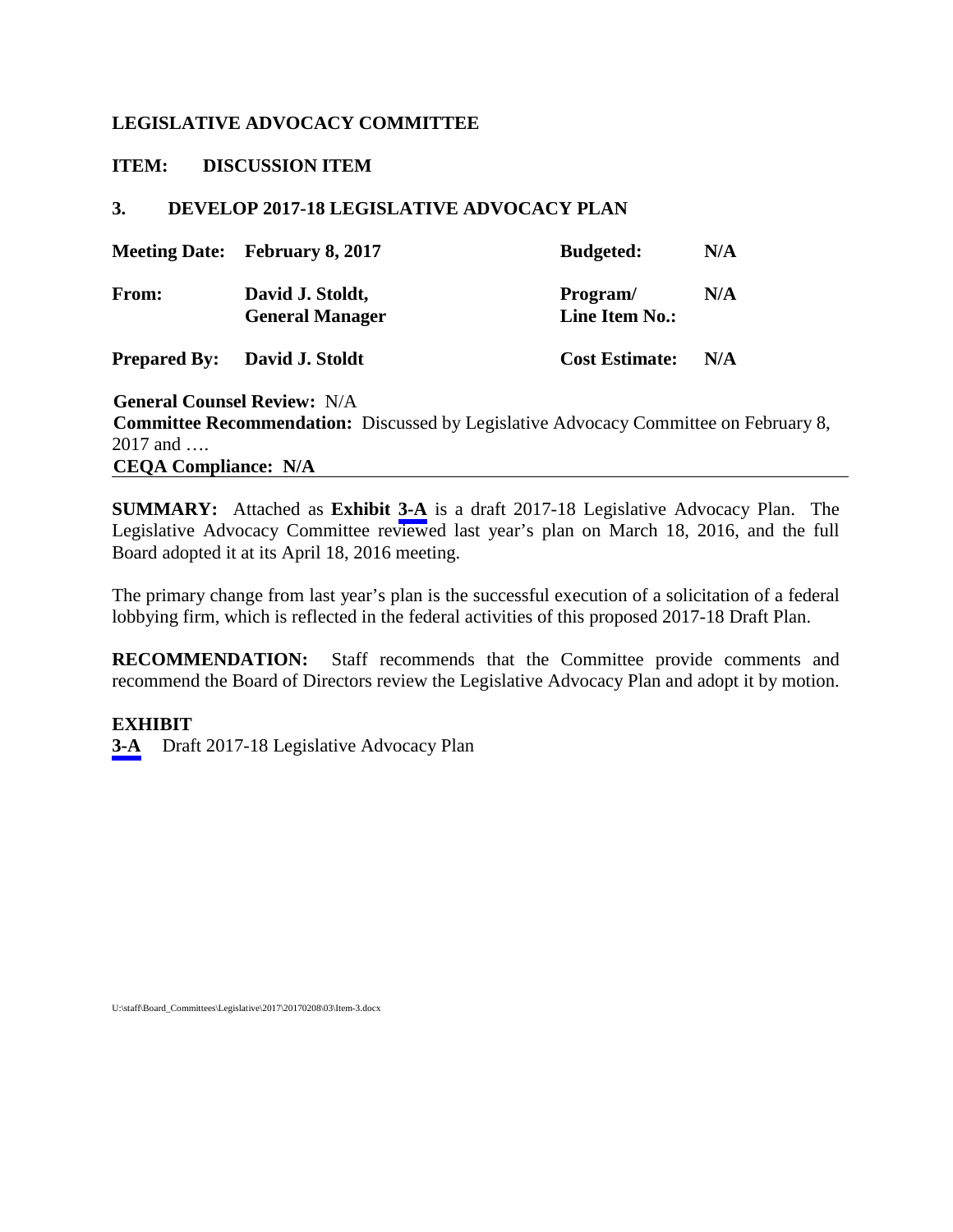**LEGISLATIVE ADVOCACY COMMITTEE**

**ITEM: DISCUSSION ITEM**

**3. DEVELOP 2017-18 LEGISLATIVE ADVOCACY PLAN**

| | | | |
|---|---|---|---|
| **Meeting Date:** | **February 8, 2017** | **Budgeted:** | **N/A** |
| **From:** | **David J. Stoldt, General Manager** | **Program/ Line Item No.:** | **N/A** |
| **Prepared By:** | **David J. Stoldt** | **Cost Estimate:** | **N/A** |

**General Counsel Review:** N/A
**Committee Recommendation:** Discussed by Legislative Advocacy Committee on February 8, 2017 and ….
**CEQA Compliance: N/A**

**SUMMARY:** Attached as **Exhibit 3-A** is a draft 2017-18 Legislative Advocacy Plan. The Legislative Advocacy Committee reviewed last year's plan on March 18, 2016, and the full Board adopted it at its April 18, 2016 meeting.

The primary change from last year's plan is the successful execution of a solicitation of a federal lobbying firm, which is reflected in the federal activities of this proposed 2017-18 Draft Plan.

**RECOMMENDATION:** Staff recommends that the Committee provide comments and recommend the Board of Directors review the Legislative Advocacy Plan and adopt it by motion.

**EXHIBIT**
**3-A** Draft 2017-18 Legislative Advocacy Plan

U:\staff\Board_Committees\Legislative\2017\20170208\03\Item-3.docx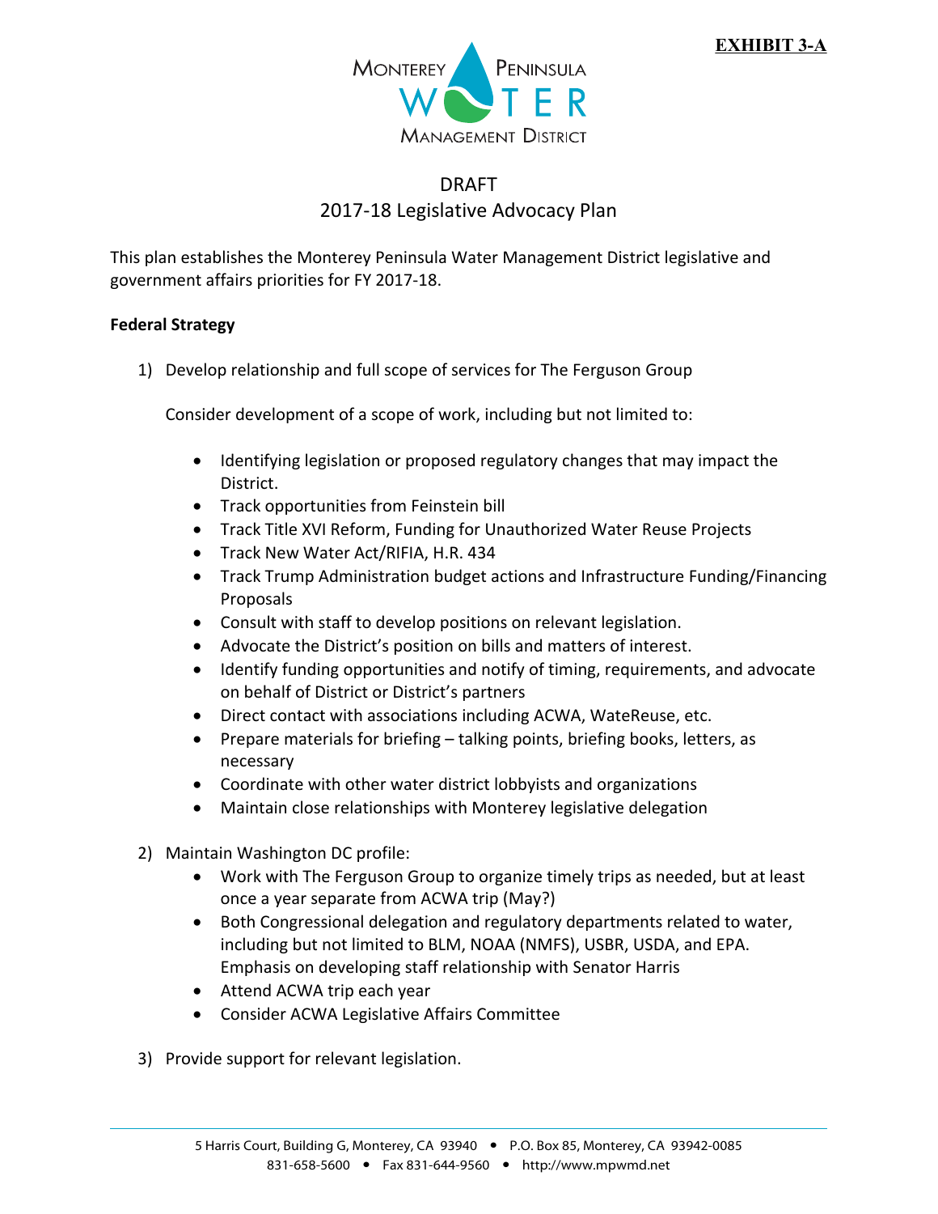**EXHIBIT 3-A**

MONTEREY PENINSULA WATER MANAGEMENT DISTRICT

DRAFT
2017-18 Legislative Advocacy Plan

This plan establishes the Monterey Peninsula Water Management District legislative and government affairs priorities for FY 2017-18.

**Federal Strategy**

1) Develop relationship and full scope of services for The Ferguson Group

   Consider development of a scope of work, including but not limited to:

   - Identifying legislation or proposed regulatory changes that may impact the District.
   - Track opportunities from Feinstein bill
   - Track Title XVI Reform, Funding for Unauthorized Water Reuse Projects
   - Track New Water Act/RIFIA, H.R. 434
   - Track Trump Administration budget actions and Infrastructure Funding/Financing Proposals
   - Consult with staff to develop positions on relevant legislation.
   - Advocate the District's position on bills and matters of interest.
   - Identify funding opportunities and notify of timing, requirements, and advocate on behalf of District or District's partners
   - Direct contact with associations including ACWA, WateReuse, etc.
   - Prepare materials for briefing – talking points, briefing books, letters, as necessary
   - Coordinate with other water district lobbyists and organizations
   - Maintain close relationships with Monterey legislative delegation

2) Maintain Washington DC profile:
   - Work with The Ferguson Group to organize timely trips as needed, but at least once a year separate from ACWA trip (May?)
   - Both Congressional delegation and regulatory departments related to water, including but not limited to BLM, NOAA (NMFS), USBR, USDA, and EPA. Emphasis on developing staff relationship with Senator Harris
   - Attend ACWA trip each year
   - Consider ACWA Legislative Affairs Committee

3) Provide support for relevant legislation.

5 Harris Court, Building G, Monterey, CA 93940 • P.O. Box 85, Monterey, CA 93942-0085
831-658-5600 • Fax 831-644-9560 • http://www.mpwmd.net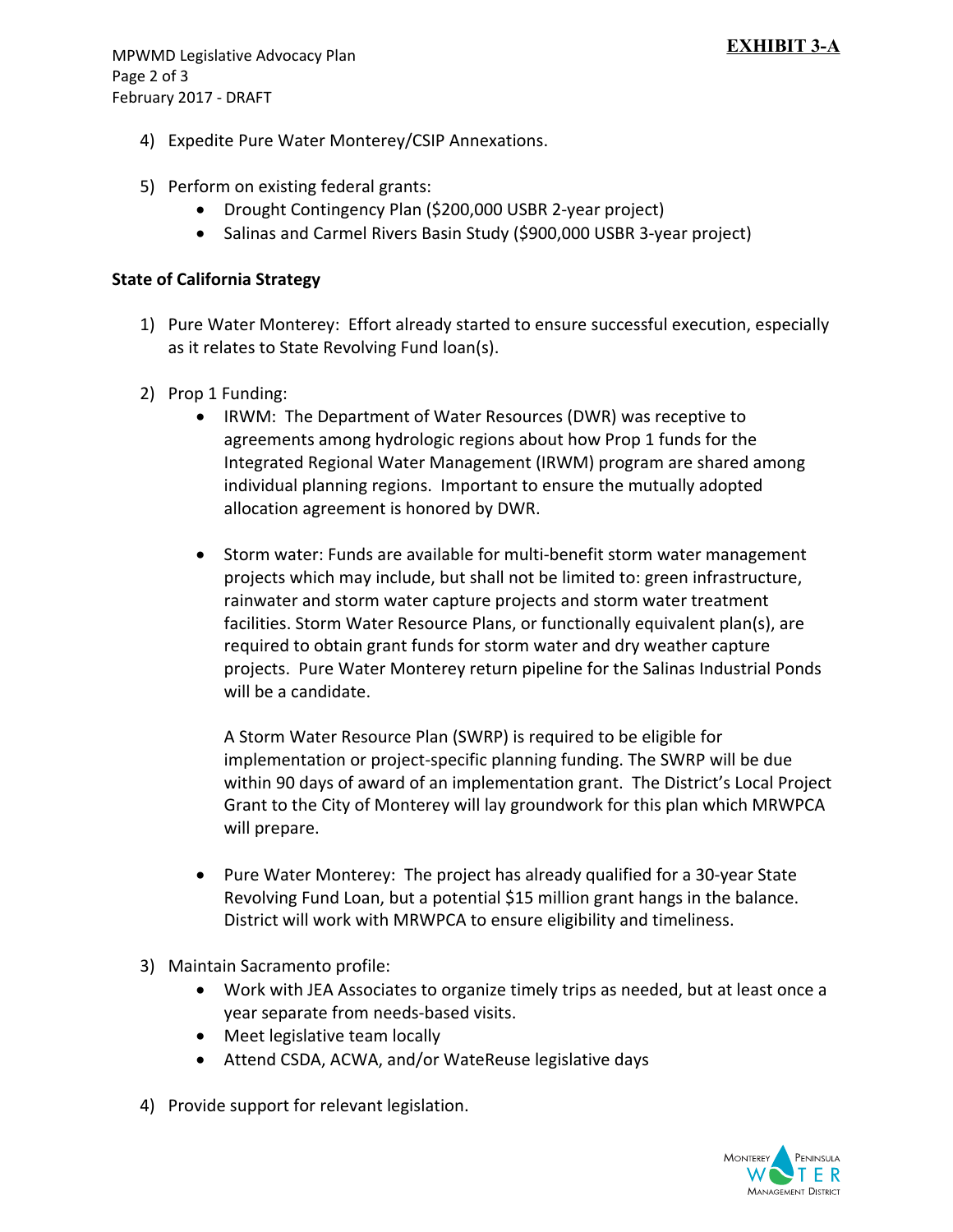4) Expedite Pure Water Monterey/CSIP Annexations.

5) Perform on existing federal grants:
    - Drought Contingency Plan ($200,000 USBR 2-year project)
    - Salinas and Carmel Rivers Basin Study ($900,000 USBR 3-year project)

**State of California Strategy**

1) Pure Water Monterey: Effort already started to ensure successful execution, especially as it relates to State Revolving Fund loan(s).

2) Prop 1 Funding:
    - IRWM: The Department of Water Resources (DWR) was receptive to agreements among hydrologic regions about how Prop 1 funds for the Integrated Regional Water Management (IRWM) program are shared among individual planning regions. Important to ensure the mutually adopted allocation agreement is honored by DWR.

    - Storm water: Funds are available for multi-benefit storm water management projects which may include, but shall not be limited to: green infrastructure, rainwater and storm water capture projects and storm water treatment facilities. Storm Water Resource Plans, or functionally equivalent plan(s), are required to obtain grant funds for storm water and dry weather capture projects. Pure Water Monterey return pipeline for the Salinas Industrial Ponds will be a candidate.

      A Storm Water Resource Plan (SWRP) is required to be eligible for implementation or project-specific planning funding. The SWRP will be due within 90 days of award of an implementation grant. The District's Local Project Grant to the City of Monterey will lay groundwork for this plan which MRWPCA will prepare.

    - Pure Water Monterey: The project has already qualified for a 30-year State Revolving Fund Loan, but a potential $15 million grant hangs in the balance. District will work with MRWPCA to ensure eligibility and timeliness.

3) Maintain Sacramento profile:
    - Work with JEA Associates to organize timely trips as needed, but at least once a year separate from needs-based visits.
    - Meet legislative team locally
    - Attend CSDA, ACWA, and/or WateReuse legislative days

4) Provide support for relevant legislation.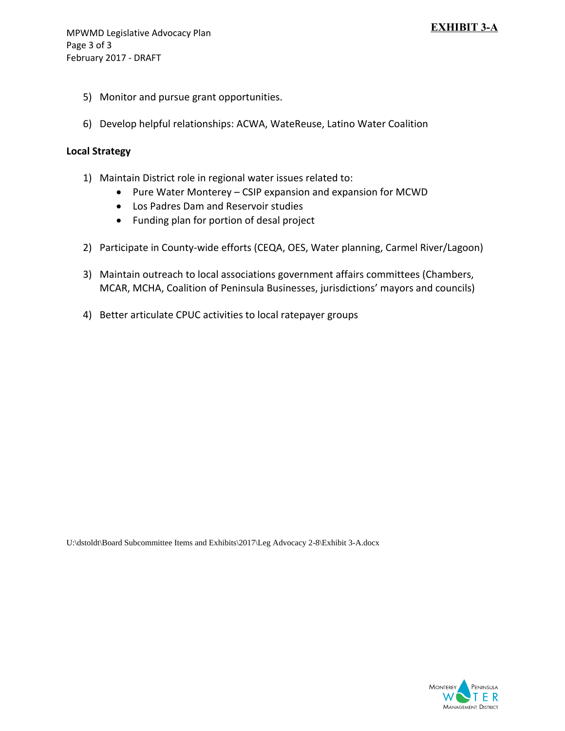**EXHIBIT 3-A**

5) Monitor and pursue grant opportunities.

6) Develop helpful relationships: ACWA, WateReuse, Latino Water Coalition

**Local Strategy**

1) Maintain District role in regional water issues related to:
   - Pure Water Monterey – CSIP expansion and expansion for MCWD
   - Los Padres Dam and Reservoir studies
   - Funding plan for portion of desal project

2) Participate in County-wide efforts (CEQA, OES, Water planning, Carmel River/Lagoon)

3) Maintain outreach to local associations government affairs committees (Chambers, MCAR, MCHA, Coalition of Peninsula Businesses, jurisdictions' mayors and councils)

4) Better articulate CPUC activities to local ratepayer groups

U:\dstoldt\Board Subcommittee Items and Exhibits\2017\Leg Advocacy 2-8\Exhibit 3-A.docx